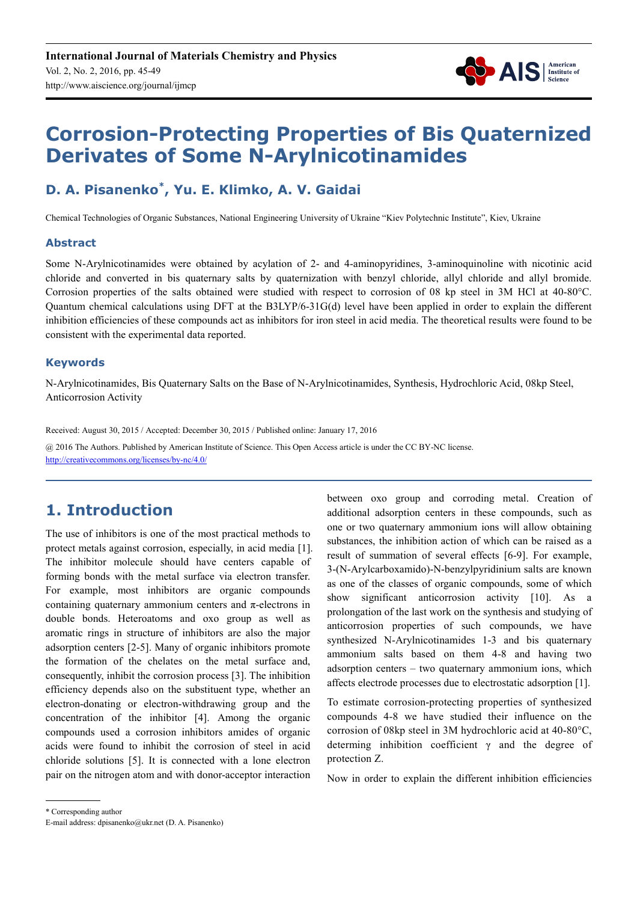# Corrosion-Protecting Properties of Bis Quaternized Derivates of Some N-Arylnicotinamides

## D. A. Pisanenko*, Yu. E. Klimko, A. V. Gaidai

Chemical Technologies of Organic Substances, National Engineering University of Ukraine "Kiev Polytechnic Institute", Kiev, Ukraine

### Abstract

Some N-Arylnicotinamides were obtained by acylation of 2- and 4-aminopyridines, 3-aminoquinoline with nicotinic acid chloride and converted in bis quaternary salts by quaternization with benzyl chloride, allyl chloride and allyl bromide. Corrosion properties of the salts obtained were studied with respect to corrosion of 08 kp steel in 3M HCl at 40-80°C. Quantum chemical calculations using DFT at the B3LYP/6-31G(d) level have been applied in order to explain the different inhibition efficiencies of these compounds act as inhibitors for iron steel in acid media. The theoretical results were found to be consistent with the experimental data reported.

### Keywords

N-Arylnicotinamides, Bis Quaternary Salts on the Base of N-Arylnicotinamides, Synthesis, Hydrochloric Acid, 08kp Steel, Anticorrosion Activity

Received: August 30, 2015 / Accepted: December 30, 2015 / Published online: January 17, 2016

@ 2016 The Authors. Published by American Institute of Science. This Open Access article is under the CC BY-NC license. http://creativecommons.org/licenses/by-nc/4.0/

## 1. Introduction

The use of inhibitors is one of the most practical methods to protect metals against corrosion, especially, in acid media [1]. The inhibitor molecule should have centers capable of forming bonds with the metal surface via electron transfer. For example, most inhibitors are organic compounds containing quaternary ammonium centers and π-electrons in double bonds. Heteroatoms and oxo group as well as aromatic rings in structure of inhibitors are also the major adsorption centers [2-5]. Many of organic inhibitors promote the formation of the chelates on the metal surface and, consequently, inhibit the corrosion process [3]. The inhibition efficiency depends also on the substituent type, whether an electron-donating or electron-withdrawing group and the concentration of the inhibitor [4]. Among the organic compounds used a corrosion inhibitors amides of organic acids were found to inhibit the corrosion of steel in acid chloride solutions [5]. It is connected with a lone electron pair on the nitrogen atom and with donor-acceptor interaction between oxo group and corroding metal. Creation of additional adsorption centers in these compounds, such as one or two quaternary ammonium ions will allow obtaining substances, the inhibition action of which can be raised as a result of summation of several effects [6-9]. For example, 3-(N-Arylcarboxamido)-N-benzylpyridinium salts are known as one of the classes of organic compounds, some of which show significant anticorrosion activity [10]. As a prolongation of the last work on the synthesis and studying of anticorrosion properties of such compounds, we have synthesized N-Arylnicotinamides 1-3 and bis quaternary ammonium salts based on them 4-8 and having two adsorption centers – two quaternary ammonium ions, which affects electrode processes due to electrostatic adsorption [1].

To estimate corrosion-protecting properties of synthesized compounds 4-8 we have studied their influence on the corrosion of 08kp steel in 3M hydrochloric acid at 40-80°C, determing inhibition coefficient γ and the degree of protection Z.

Now in order to explain the different inhibition efficiencies

* Corresponding author
E-mail address: dpisanenko@ukr.net (D. A. Pisanenko)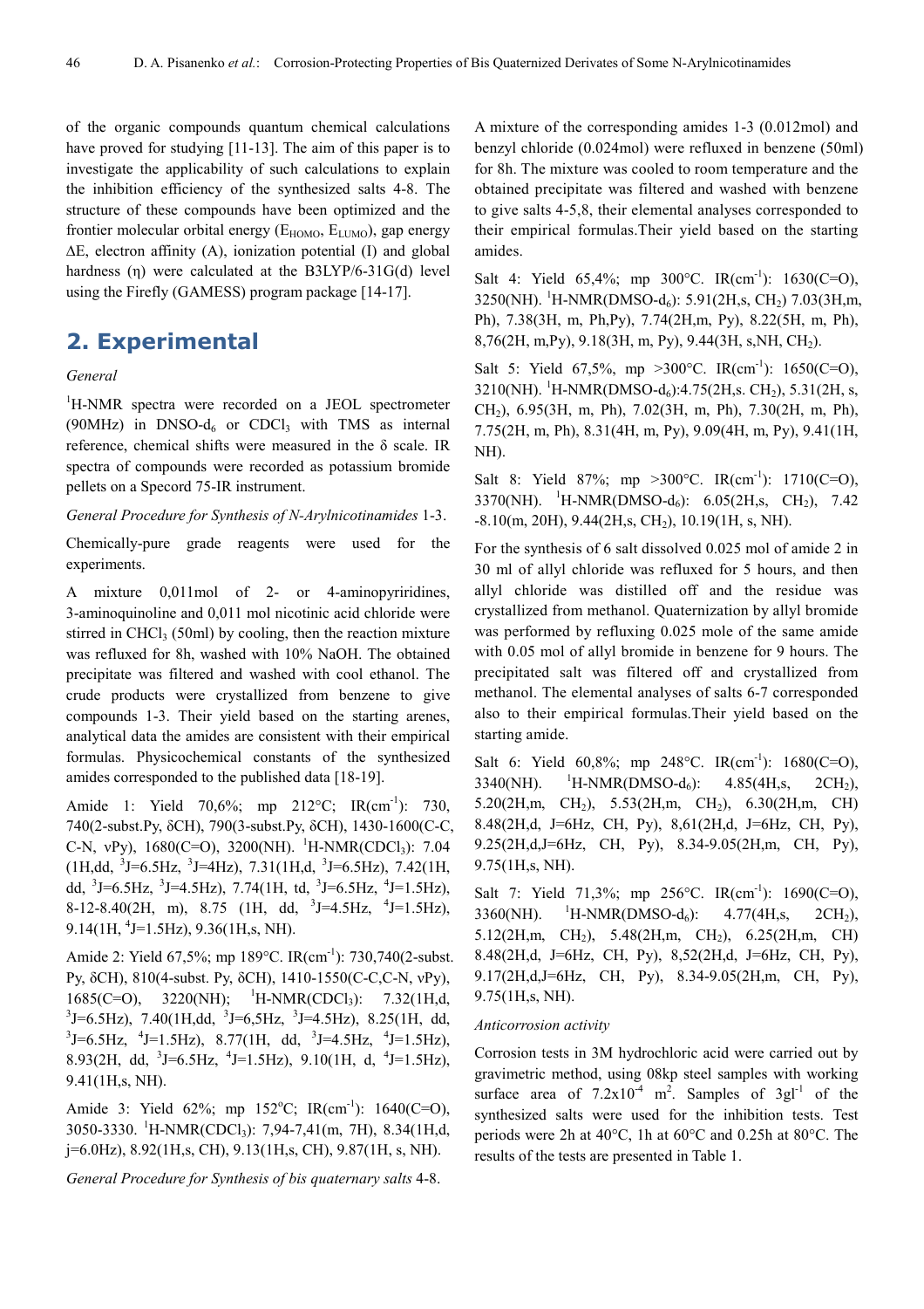of the organic compounds quantum chemical calculations have proved for studying [11-13]. The aim of this paper is to investigate the applicability of such calculations to explain the inhibition efficiency of the synthesized salts 4-8. The structure of these compounds have been optimized and the frontier molecular orbital energy ($E_{HOMO}$, $E_{LUMO}$), gap energy ΔE, electron affinity (A), ionization potential (I) and global hardness (η) were calculated at the B3LYP/6-31G(d) level using the Firefly (GAMESS) program package [14-17].

## 2. Experimental

*General*

$^1$H-NMR spectra were recorded on a JEOL spectrometer (90MHz) in DNSO-$d_6$ or $CDCl_3$ with TMS as internal reference, chemical shifts were measured in the δ scale. IR spectra of compounds were recorded as potassium bromide pellets on a Specord 75-IR instrument.

*General Procedure for Synthesis of N-Arylnicotinamides* 1-3.

Chemically-pure grade reagents were used for the experiments.

A mixture 0,011mol of 2- or 4-aminopyriridines, 3-aminoquinoline and 0,011 mol nicotinic acid chloride were stirred in $CHCl_3$ (50ml) by cooling, then the reaction mixture was refluxed for 8h, washed with 10% NaOH. The obtained precipitate was filtered and washed with cool ethanol. The crude products were crystallized from benzene to give compounds 1-3. Their yield based on the starting arenes, analytical data the amides are consistent with their empirical formulas. Physicochemical constants of the synthesized amides corresponded to the published data [18-19].

Amide 1: Yield 70,6%; mp 212°C; IR(cm$^{-1}$): 730, 740(2-subst.Py, δCH), 790(3-subst.Py, δCH), 1430-1600(C-C, C-N, νPy), 1680(C=O), 3200(NH). $^1$H-NMR($CDCl_3$): 7.04 (1H,dd, $^3$J=6.5Hz, $^3$J=4Hz), 7.31(1H,d, $^3$J=6.5Hz), 7.42(1H, dd, $^3$J=6.5Hz, $^3$J=4.5Hz), 7.74(1H, td, $^3$J=6.5Hz, $^4$J=1.5Hz), 8-12-8.40(2H, m), 8.75 (1H, dd, $^3$J=4.5Hz, $^4$J=1.5Hz), 9.14(1H, $^4$J=1.5Hz), 9.36(1H,s, NH).

Amide 2: Yield 67,5%; mp 189°C. IR(cm$^{-1}$): 730,740(2-subst. Py, δCH), 810(4-subst. Py, δCH), 1410-1550(C-C,C-N, νPy), 1685(C=O), 3220(NH); $^1$H-NMR($CDCl_3$): 7.32(1H,d, $^3$J=6.5Hz), 7.40(1H,dd, $^3$J=6,5Hz, $^3$J=4.5Hz), 8.25(1H, dd, $^3$J=6.5Hz, $^4$J=1.5Hz), 8.77(1H, dd, $^3$J=4.5Hz, $^4$J=1.5Hz), 8.93(2H, dd, $^3$J=6.5Hz, $^4$J=1.5Hz), 9.10(1H, d, $^4$J=1.5Hz), 9.41(1H,s, NH).

Amide 3: Yield 62%; mp 152°C; IR(cm$^{-1}$): 1640(C=O), 3050-3330. $^1$H-NMR($CDCl_3$): 7,94-7,41(m, 7H), 8.34(1H,d, j=6.0Hz), 8.92(1H,s, CH), 9.13(1H,s, CH), 9.87(1H, s, NH).

*General Procedure for Synthesis of bis quaternary salts* 4-8.

A mixture of the corresponding amides 1-3 (0.012mol) and benzyl chloride (0.024mol) were refluxed in benzene (50ml) for 8h. The mixture was cooled to room temperature and the obtained precipitate was filtered and washed with benzene to give salts 4-5,8, their elemental analyses corresponded to their empirical formulas.Their yield based on the starting amides.

Salt 4: Yield 65,4%; mp 300°C. IR(cm$^{-1}$): 1630(C=O), 3250(NH). $^1$H-NMR(DMSO-$d_6$): 5.91(2H,s, $CH_2$) 7.03(3H,m, Ph), 7.38(3H, m, Ph,Py), 7.74(2H,m, Py), 8.22(5H, m, Ph), 8,76(2H, m,Py), 9.18(3H, m, Py), 9.44(3H, s,NH, $CH_2$).

Salt 5: Yield 67,5%, mp >300°C. IR(cm$^{-1}$): 1650(C=O), 3210(NH). $^1$H-NMR(DMSO-$d_6$):4.75(2H,s. $CH_2$), 5.31(2H, s, $CH_2$), 6.95(3H, m, Ph), 7.02(3H, m, Ph), 7.30(2H, m, Ph), 7.75(2H, m, Ph), 8.31(4H, m, Py), 9.09(4H, m, Py), 9.41(1H, NH).

Salt 8: Yield 87%; mp >300°C. IR(cm$^{-1}$): 1710(C=O), 3370(NH). $^1$H-NMR(DMSO-$d_6$): 6.05(2H,s, $CH_2$), 7.42 -8.10(m, 20H), 9.44(2H,s, $CH_2$), 10.19(1H, s, NH).

For the synthesis of 6 salt dissolved 0.025 mol of amide 2 in 30 ml of allyl chloride was refluxed for 5 hours, and then allyl chloride was distilled off and the residue was crystallized from methanol. Quaternization by allyl bromide was performed by refluxing 0.025 mole of the same amide with 0.05 mol of allyl bromide in benzene for 9 hours. The precipitated salt was filtered off and crystallized from methanol. The elemental analyses of salts 6-7 corresponded also to their empirical formulas.Their yield based on the starting amide.

Salt 6: Yield 60,8%; mp 248°C. IR(cm$^{-1}$): 1680(C=O), 3340(NH). $^1$H-NMR(DMSO-$d_6$): 4.85(4H,s, $2CH_2$), 5.20(2H,m, $CH_2$), 5.53(2H,m, $CH_2$), 6.30(2H,m, CH) 8.48(2H,d, J=6Hz, CH, Py), 8,61(2H,d, J=6Hz, CH, Py), 9.25(2H,d,J=6Hz, CH, Py), 8.34-9.05(2H,m, CH, Py), 9.75(1H,s, NH).

Salt 7: Yield 71,3%; mp 256°C. IR(cm$^{-1}$): 1690(C=O), 3360(NH). $^1$H-NMR(DMSO-$d_6$): 4.77(4H,s, $2CH_2$), 5.12(2H,m, $CH_2$), 5.48(2H,m, $CH_2$), 6.25(2H,m, CH) 8.48(2H,d, J=6Hz, CH, Py), 8,52(2H,d, J=6Hz, CH, Py), 9.17(2H,d,J=6Hz, CH, Py), 8.34-9.05(2H,m, CH, Py), 9.75(1H,s, NH).

*Anticorrosion activity*

Corrosion tests in 3M hydrochloric acid were carried out by gravimetric method, using 08kp steel samples with working surface area of $7.2x10^{-4}$ $m^2$. Samples of $3gl^{-1}$ of the synthesized salts were used for the inhibition tests. Test periods were 2h at 40°C, 1h at 60°C and 0.25h at 80°C. The results of the tests are presented in Table 1.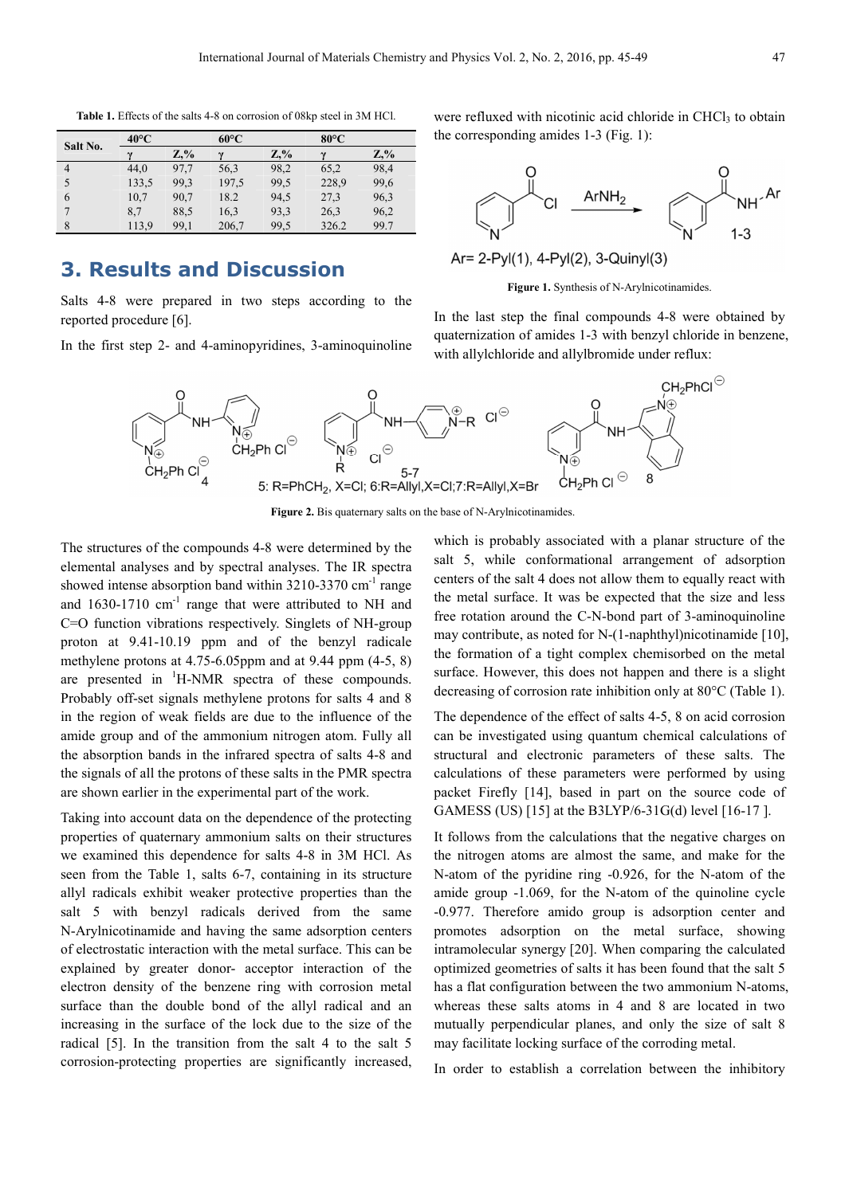**Table 1.** Effects of the salts 4-8 on corrosion of 08kp steel in 3M HCl.

| Salt No. | 40°C | | 60°C | | 80°C | |
|---|---|---|---|---|---|---|
| | γ | Z,% | γ | Z,% | γ | Z,% |
| 4 | 44,0 | 97,7 | 56,3 | 98,2 | 65,2 | 98,4 |
| 5 | 133,5 | 99,3 | 197,5 | 99,5 | 228,9 | 99,6 |
| 6 | 10,7 | 90,7 | 18.2 | 94,5 | 27,3 | 96,3 |
| 7 | 8,7 | 88,5 | 16,3 | 93,3 | 26,3 | 96,2 |
| 8 | 113,9 | 99,1 | 206,7 | 99,5 | 326.2 | 99.7 |

## 3. Results and Discussion

Salts 4-8 were prepared in two steps according to the reported procedure [6].

In the first step 2- and 4-aminopyridines, 3-aminoquinoline were refluxed with nicotinic acid chloride in $CHCl_3$ to obtain the corresponding amides 1-3 (Fig. 1):

Ar= 2-Pyl(1), 4-Pyl(2), 3-Quinyl(3)

**Figure 1.** Synthesis of N-Arylnicotinamides.

In the last step the final compounds 4-8 were obtained by quaternization of amides 1-3 with benzyl chloride in benzene, with allylchloride and allylbromide under reflux:

5: R=PhCH₂, X=Cl; 6:R=Allyl,X=Cl;7:R=Allyl,X=Br

**Figure 2.** Bis quaternary salts on the base of N-Arylnicotinamides.

The structures of the compounds 4-8 were determined by the elemental analyses and by spectral analyses. The IR spectra showed intense absorption band within 3210-3370 $cm^{-1}$ range and 1630-1710 $cm^{-1}$ range that were attributed to NH and C=O function vibrations respectively. Singlets of NH-group proton at 9.41-10.19 ppm and of the benzyl radicale methylene protons at 4.75-6.05ppm and at 9.44 ppm (4-5, 8) are presented in $^1$H-NMR spectra of these compounds. Probably off-set signals methylene protons for salts 4 and 8 in the region of weak fields are due to the influence of the amide group and of the ammonium nitrogen atom. Fully all the absorption bands in the infrared spectra of salts 4-8 and the signals of all the protons of these salts in the PMR spectra are shown earlier in the experimental part of the work.

Taking into account data on the dependence of the protecting properties of quaternary ammonium salts on their structures we examined this dependence for salts 4-8 in 3M HCl. As seen from the Table 1, salts 6-7, containing in its structure allyl radicals exhibit weaker protective properties than the salt 5 with benzyl radicals derived from the same N-Arylnicotinamide and having the same adsorption centers of electrostatic interaction with the metal surface. This can be explained by greater donor- acceptor interaction of the electron density of the benzene ring with corrosion metal surface than the double bond of the allyl radical and an increasing in the surface of the lock due to the size of the radical [5]. In the transition from the salt 4 to the salt 5 corrosion-protecting properties are significantly increased, which is probably associated with a planar structure of the salt 5, while conformational arrangement of adsorption centers of the salt 4 does not allow them to equally react with the metal surface. It was be expected that the size and less free rotation around the C-N-bond part of 3-aminoquinoline may contribute, as noted for N-(1-naphthyl)nicotinamide [10], the formation of a tight complex chemisorbed on the metal surface. However, this does not happen and there is a slight decreasing of corrosion rate inhibition only at 80°C (Table 1).

The dependence of the effect of salts 4-5, 8 on acid corrosion can be investigated using quantum chemical calculations of structural and electronic parameters of these salts. The calculations of these parameters were performed by using packet Firefly [14], based in part on the source code of GAMESS (US) [15] at the B3LYP/6-31G(d) level [16-17 ].

It follows from the calculations that the negative charges on the nitrogen atoms are almost the same, and make for the N-atom of the pyridine ring -0.926, for the N-atom of the amide group -1.069, for the N-atom of the quinoline cycle -0.977. Therefore amido group is adsorption center and promotes adsorption on the metal surface, showing intramolecular synergy [20]. When comparing the calculated optimized geometries of salts it has been found that the salt 5 has a flat configuration between the two ammonium N-atoms, whereas these salts atoms in 4 and 8 are located in two mutually perpendicular planes, and only the size of salt 8 may facilitate locking surface of the corroding metal.

In order to establish a correlation between the inhibitory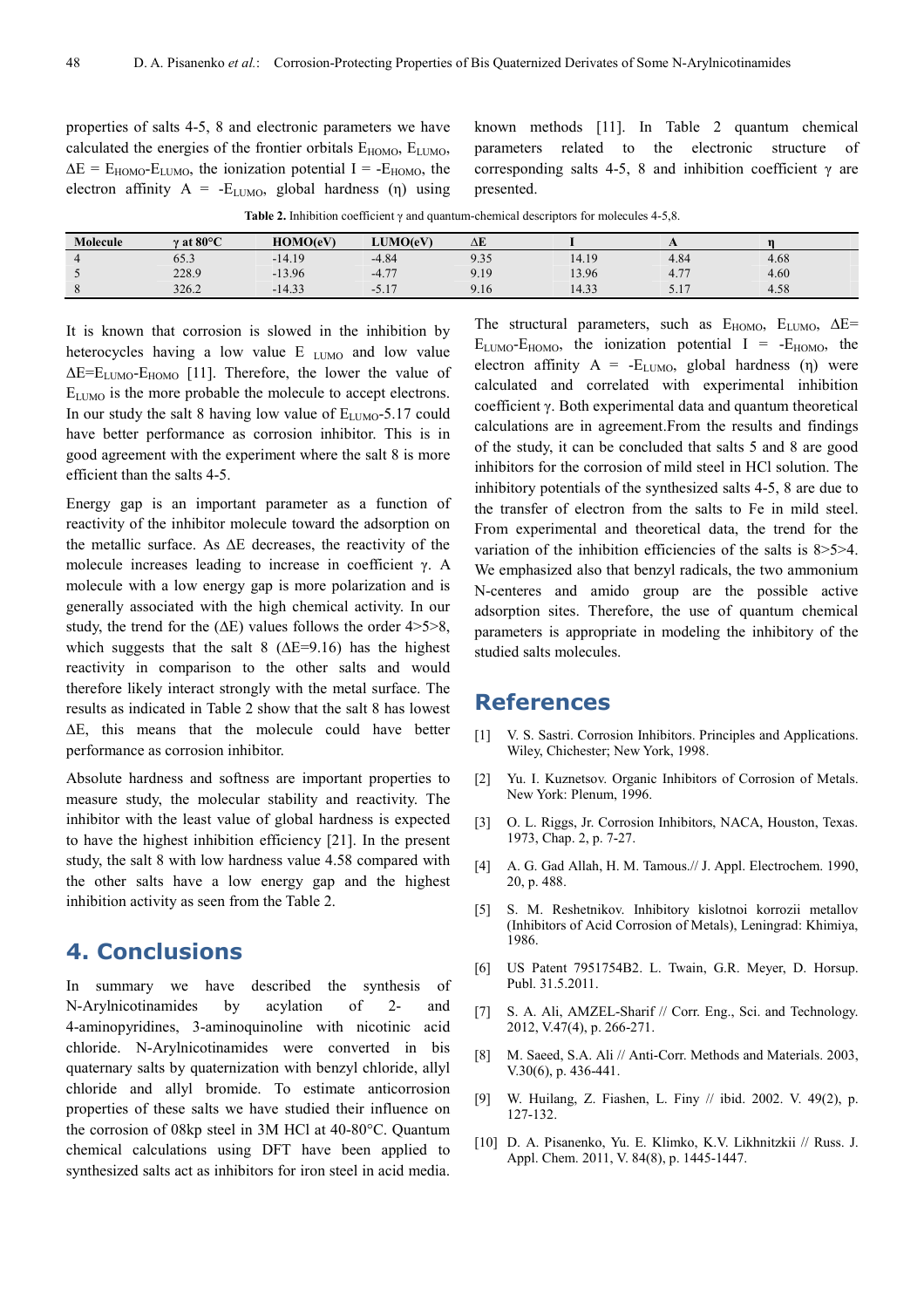properties of salts 4-5, 8 and electronic parameters we have calculated the energies of the frontier orbitals $E_{HOMO}$, $E_{LUMO}$, $\Delta E = E_{HOMO}-E_{LUMO}$, the ionization potential $I = -E_{HOMO}$, the electron affinity $A = -E_{LUMO}$, global hardness (η) using known methods [11]. In Table 2 quantum chemical parameters related to the electronic structure of corresponding salts 4-5, 8 and inhibition coefficient γ are presented.

**Table 2.** Inhibition coefficient γ and quantum-chemical descriptors for molecules 4-5,8.

| Molecule | γ at 80°C | HOMO(eV) | LUMO(eV) | ΔE | I | A | η |
|---|---|---|---|---|---|---|---|
| 4 | 65.3 | -14.19 | -4.84 | 9.35 | 14.19 | 4.84 | 4.68 |
| 5 | 228.9 | -13.96 | -4.77 | 9.19 | 13.96 | 4.77 | 4.60 |
| 8 | 326.2 | -14.33 | -5.17 | 9.16 | 14.33 | 5.17 | 4.58 |

It is known that corrosion is slowed in the inhibition by heterocycles having a low value $E_{LUMO}$ and low value $\Delta E=E_{LUMO}-E_{HOMO}$ [11]. Therefore, the lower the value of $E_{LUMO}$ is the more probable the molecule to accept electrons. In our study the salt 8 having low value of $E_{LUMO}$-5.17 could have better performance as corrosion inhibitor. This is in good agreement with the experiment where the salt 8 is more efficient than the salts 4-5.

Energy gap is an important parameter as a function of reactivity of the inhibitor molecule toward the adsorption on the metallic surface. As ΔE decreases, the reactivity of the molecule increases leading to increase in coefficient γ. A molecule with a low energy gap is more polarization and is generally associated with the high chemical activity. In our study, the trend for the (ΔE) values follows the order 4>5>8, which suggests that the salt 8 (ΔE=9.16) has the highest reactivity in comparison to the other salts and would therefore likely interact strongly with the metal surface. The results as indicated in Table 2 show that the salt 8 has lowest ΔE, this means that the molecule could have better performance as corrosion inhibitor.

Absolute hardness and softness are important properties to measure study, the molecular stability and reactivity. The inhibitor with the least value of global hardness is expected to have the highest inhibition efficiency [21]. In the present study, the salt 8 with low hardness value 4.58 compared with the other salts have a low energy gap and the highest inhibition activity as seen from the Table 2.

## 4. Conclusions

In summary we have described the synthesis of N-Arylnicotinamides by acylation of 2- and 4-aminopyridines, 3-aminoquinoline with nicotinic acid chloride. N-Arylnicotinamides were converted in bis quaternary salts by quaternization with benzyl chloride, allyl chloride and allyl bromide. To estimate anticorrosion properties of these salts we have studied their influence on the corrosion of 08kp steel in 3M HCl at 40-80°C. Quantum chemical calculations using DFT have been applied to synthesized salts act as inhibitors for iron steel in acid media. The structural parameters, such as $E_{HOMO}$, $E_{LUMO}$, $\Delta E= E_{LUMO}-E_{HOMO}$, the ionization potential $I = -E_{HOMO}$, the electron affinity $A = -E_{LUMO}$, global hardness (η) were calculated and correlated with experimental inhibition coefficient γ. Both experimental data and quantum theoretical calculations are in agreement.From the results and findings of the study, it can be concluded that salts 5 and 8 are good inhibitors for the corrosion of mild steel in HCl solution. The inhibitory potentials of the synthesized salts 4-5, 8 are due to the transfer of electron from the salts to Fe in mild steel. From experimental and theoretical data, the trend for the variation of the inhibition efficiencies of the salts is 8>5>4. We emphasized also that benzyl radicals, the two ammonium N-centeres and amido group are the possible active adsorption sites. Therefore, the use of quantum chemical parameters is appropriate in modeling the inhibitory of the studied salts molecules.

## References

[1] V. S. Sastri. Corrosion Inhibitors. Principles and Applications. Wiley, Chichester; New York, 1998.

[2] Yu. I. Kuznetsov. Organic Inhibitors of Corrosion of Metals. New York: Plenum, 1996.

[3] O. L. Riggs, Jr. Corrosion Inhibitors, NACA, Houston, Texas. 1973, Chap. 2, p. 7-27.

[4] A. G. Gad Allah, H. M. Tamous.// J. Appl. Electrochem. 1990, 20, p. 488.

[5] S. M. Reshetnikov. Inhibitory kislotnoi korrozii metallov (Inhibitors of Acid Corrosion of Metals), Leningrad: Khimiya, 1986.

[6] US Patent 7951754B2. L. Twain, G.R. Meyer, D. Horsup. Publ. 31.5.2011.

[7] S. A. Ali, AMZEL-Sharif // Corr. Eng., Sci. and Technology. 2012, V.47(4), p. 266-271.

[8] M. Saeed, S.A. Ali // Anti-Corr. Methods and Materials. 2003, V.30(6), p. 436-441.

[9] W. Huilang, Z. Fiashen, L. Finy // ibid. 2002. V. 49(2), p. 127-132.

[10] D. A. Pisanenko, Yu. E. Klimko, K.V. Likhnitzkii // Russ. J. Appl. Chem. 2011, V. 84(8), p. 1445-1447.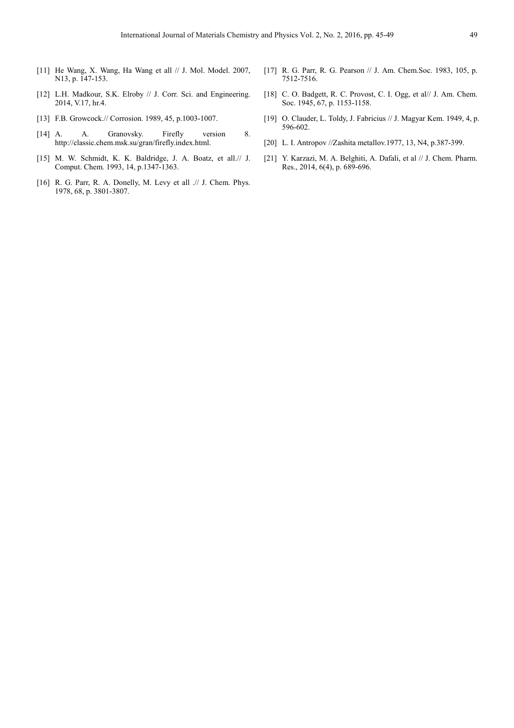[11] He Wang, X. Wang, Ha Wang et all // J. Mol. Model. 2007, N13, p. 147-153.

[12] L.H. Madkour, S.K. Elroby // J. Corr. Sci. and Engineering. 2014, V.17, hr.4.

[13] F.B. Growcock.// Corrosion. 1989, 45, p.1003-1007.

[14] A. A. Granovsky. Firefly version 8. http://classic.chem.msk.su/gran/firefly.index.html.

[15] M. W. Schmidt, K. K. Baldridge, J. A. Boatz, et all.// J. Comput. Chem. 1993, 14, p.1347-1363.

[16] R. G. Parr, R. A. Donelly, M. Levy et all .// J. Chem. Phys. 1978, 68, p. 3801-3807.

[17] R. G. Parr, R. G. Pearson // J. Am. Chem.Soc. 1983, 105, p. 7512-7516.

[18] C. O. Badgett, R. C. Provost, C. I. Ogg, et al// J. Am. Chem. Soc. 1945, 67, p. 1153-1158.

[19] O. Clauder, L. Toldy, J. Fabricius // J. Magyar Kem. 1949, 4, p. 596-602.

[20] L. I. Antropov //Zashita metallov.1977, 13, N4, p.387-399.

[21] Y. Karzazi, M. A. Belghiti, A. Dafali, et al // J. Chem. Pharm. Res., 2014, 6(4), p. 689-696.